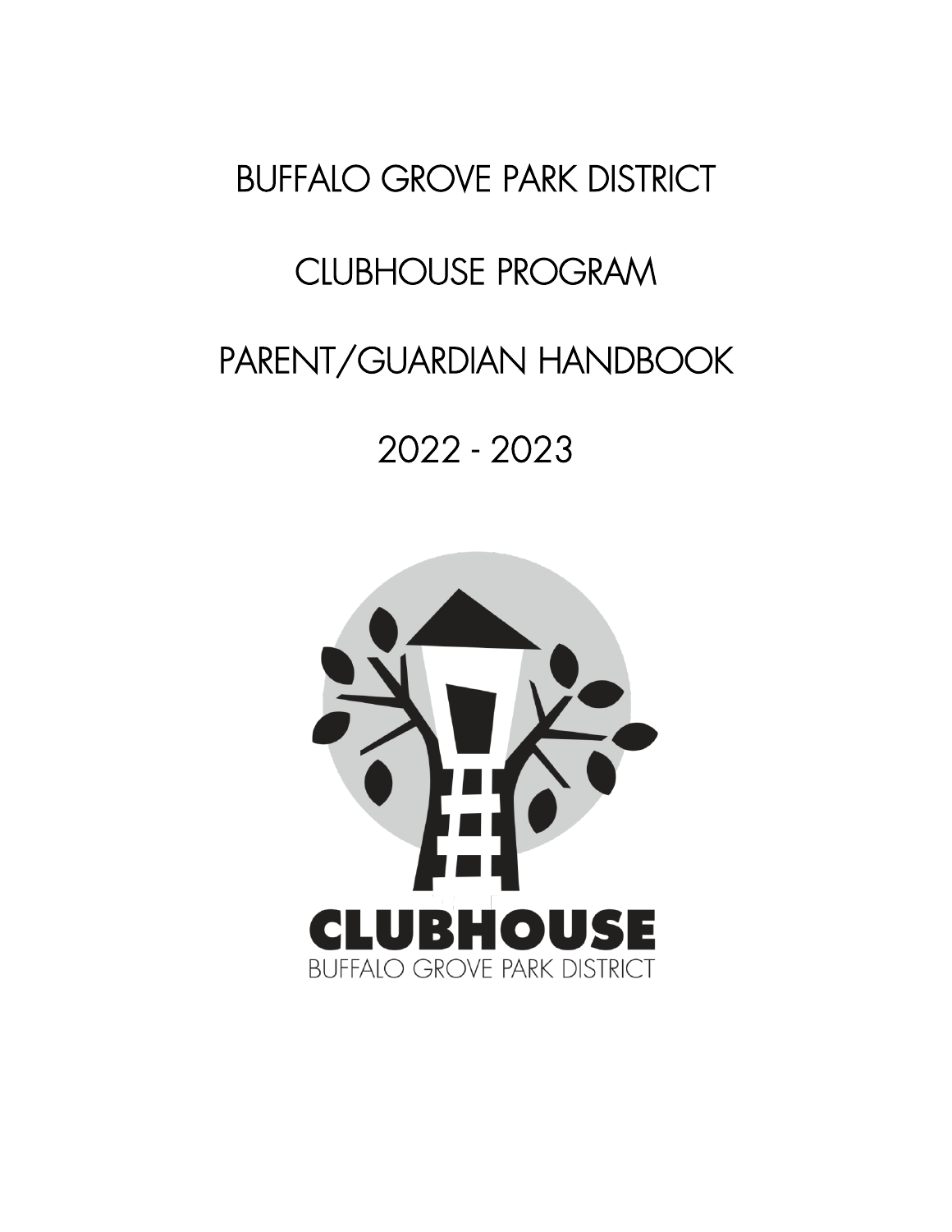# BUFFALO GROVE PARK DISTRICT

# CLUBHOUSE PROGRAM

# PARENT/GUARDIAN HANDBOOK

# 2022 - 2023

CLUBHOUSE
BUFFALO GROVE PARK DISTRICT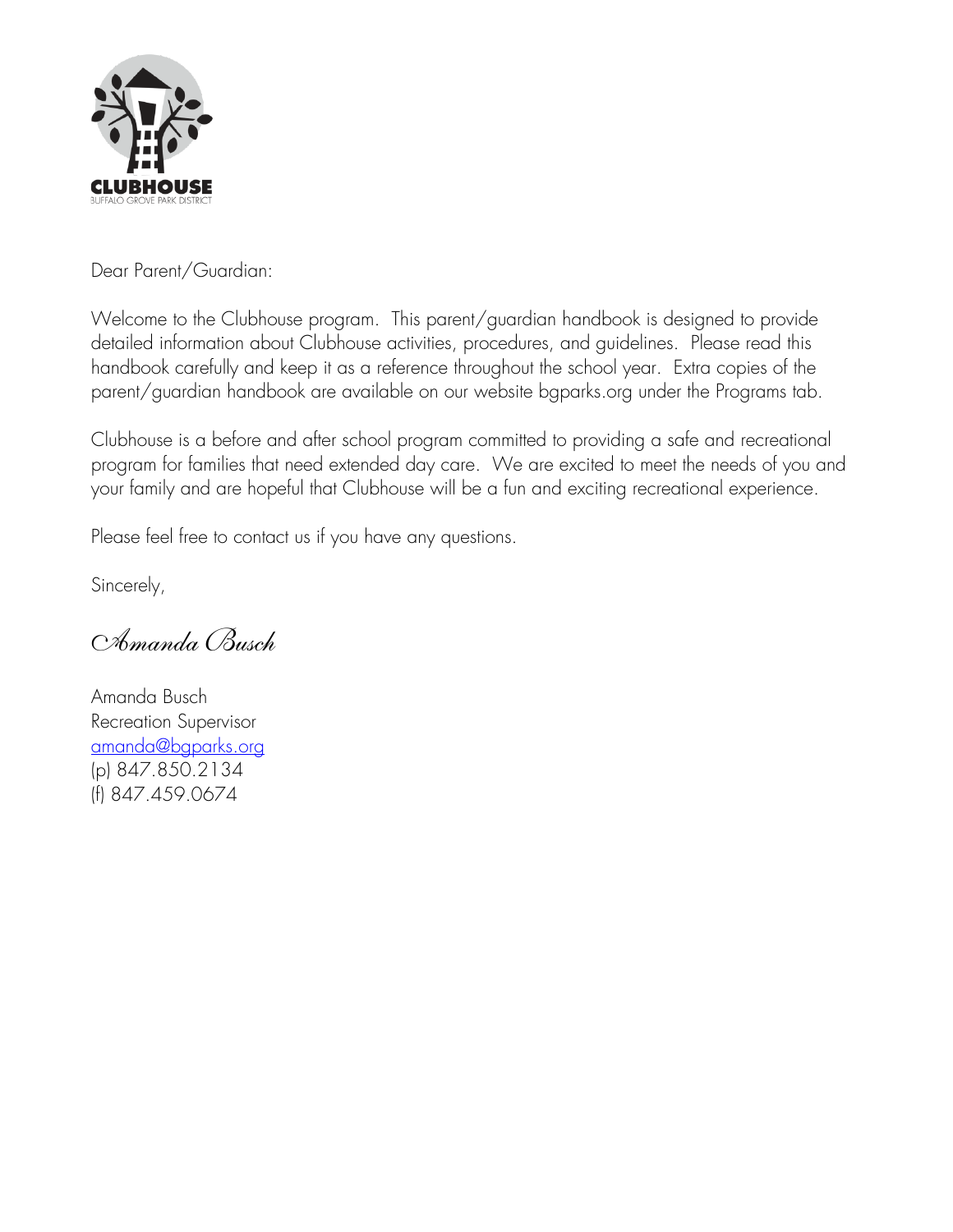CLUBHOUSE
BUFFALO GROVE PARK DISTRICT

Dear Parent/Guardian:

Welcome to the Clubhouse program. This parent/guardian handbook is designed to provide detailed information about Clubhouse activities, procedures, and guidelines. Please read this handbook carefully and keep it as a reference throughout the school year. Extra copies of the parent/guardian handbook are available on our website bgparks.org under the Programs tab.

Clubhouse is a before and after school program committed to providing a safe and recreational program for families that need extended day care. We are excited to meet the needs of you and your family and are hopeful that Clubhouse will be a fun and exciting recreational experience.

Please feel free to contact us if you have any questions.

Sincerely,

*Amanda Busch*

Amanda Busch
Recreation Supervisor
amanda@bgparks.org
(p) 847.850.2134
(f) 847.459.0674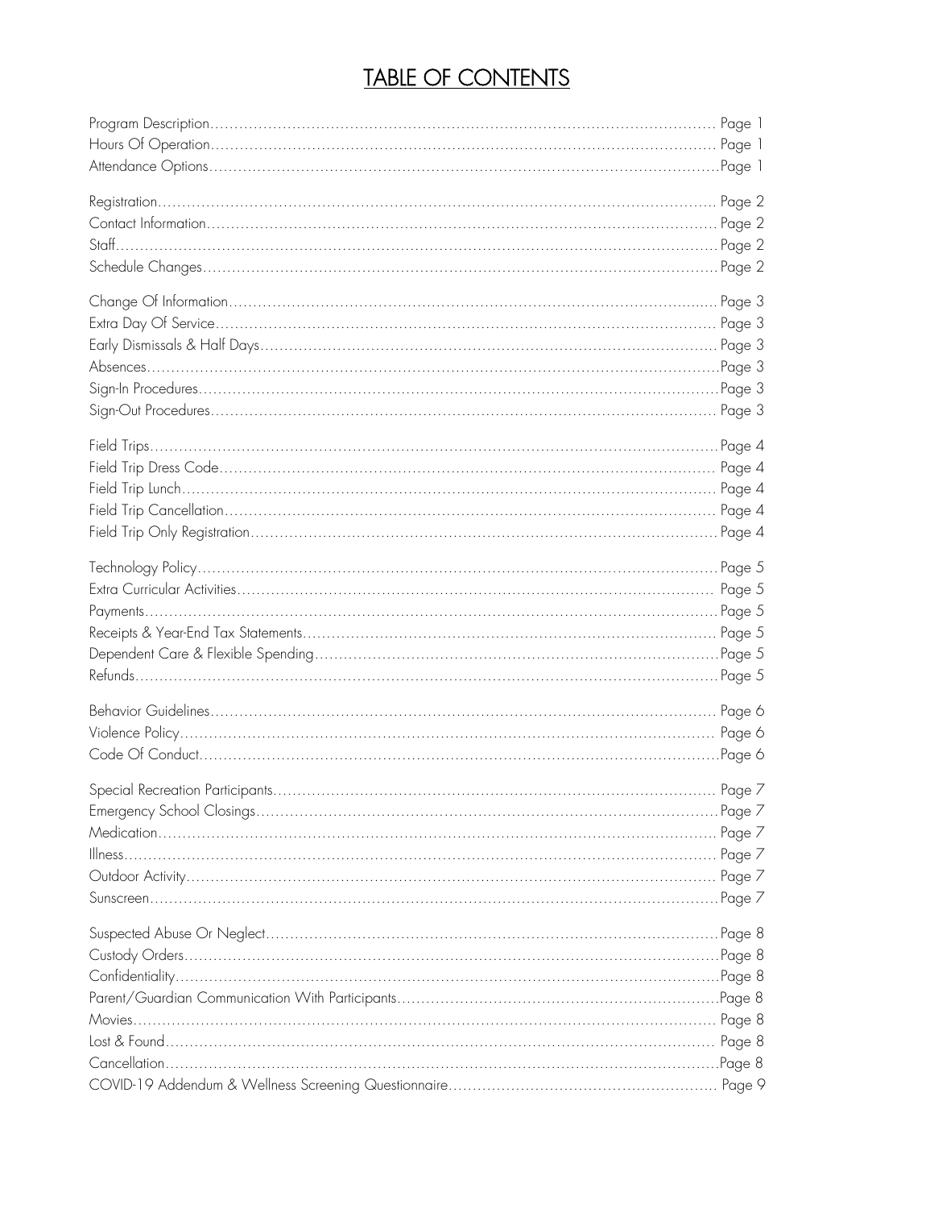# TABLE OF CONTENTS

Program Description…… Page 1
Hours Of Operation…… Page 1
Attendance Options…… Page 1

Registration…… Page 2
Contact Information…… Page 2
Staff…… Page 2
Schedule Changes…… Page 2

Change Of Information…… Page 3
Extra Day Of Service…… Page 3
Early Dismissals & Half Days…… Page 3
Absences…… Page 3
Sign-In Procedures…… Page 3
Sign-Out Procedures…… Page 3

Field Trips…… Page 4
Field Trip Dress Code…… Page 4
Field Trip Lunch…… Page 4
Field Trip Cancellation…… Page 4
Field Trip Only Registration…… Page 4

Technology Policy…… Page 5
Extra Curricular Activities…… Page 5
Payments…… Page 5
Receipts & Year-End Tax Statements…… Page 5
Dependent Care & Flexible Spending…… Page 5
Refunds…… Page 5

Behavior Guidelines…… Page 6
Violence Policy…… Page 6
Code Of Conduct…… Page 6

Special Recreation Participants…… Page 7
Emergency School Closings…… Page 7
Medication…… Page 7
Illness…… Page 7
Outdoor Activity…… Page 7
Sunscreen…… Page 7

Suspected Abuse Or Neglect…… Page 8
Custody Orders…… Page 8
Confidentiality…… Page 8
Parent/Guardian Communication With Participants…… Page 8
Movies…… Page 8
Lost & Found…… Page 8
Cancellation…… Page 8
COVID-19 Addendum & Wellness Screening Questionnaire…… Page 9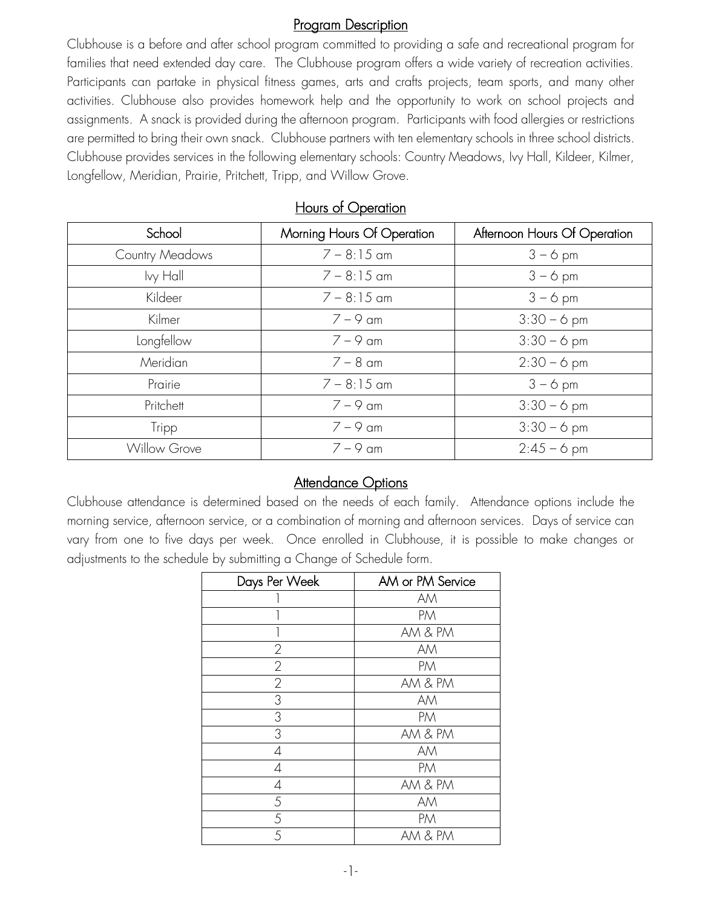## Program Description

Clubhouse is a before and after school program committed to providing a safe and recreational program for families that need extended day care. The Clubhouse program offers a wide variety of recreation activities. Participants can partake in physical fitness games, arts and crafts projects, team sports, and many other activities. Clubhouse also provides homework help and the opportunity to work on school projects and assignments. A snack is provided during the afternoon program. Participants with food allergies or restrictions are permitted to bring their own snack. Clubhouse partners with ten elementary schools in three school districts. Clubhouse provides services in the following elementary schools: Country Meadows, Ivy Hall, Kildeer, Kilmer, Longfellow, Meridian, Prairie, Pritchett, Tripp, and Willow Grove.

## Hours of Operation

| School | Morning Hours Of Operation | Afternoon Hours Of Operation |
|---|---|---|
| Country Meadows | 7 – 8:15 am | 3 – 6 pm |
| Ivy Hall | 7 – 8:15 am | 3 – 6 pm |
| Kildeer | 7 – 8:15 am | 3 – 6 pm |
| Kilmer | 7 – 9 am | 3:30 – 6 pm |
| Longfellow | 7 – 9 am | 3:30 – 6 pm |
| Meridian | 7 – 8 am | 2:30 – 6 pm |
| Prairie | 7 – 8:15 am | 3 – 6 pm |
| Pritchett | 7 – 9 am | 3:30 – 6 pm |
| Tripp | 7 – 9 am | 3:30 – 6 pm |
| Willow Grove | 7 – 9 am | 2:45 – 6 pm |

## Attendance Options

Clubhouse attendance is determined based on the needs of each family. Attendance options include the morning service, afternoon service, or a combination of morning and afternoon services. Days of service can vary from one to five days per week. Once enrolled in Clubhouse, it is possible to make changes or adjustments to the schedule by submitting a Change of Schedule form.

| Days Per Week | AM or PM Service |
|---|---|
| 1 | AM |
| 1 | PM |
| 1 | AM & PM |
| 2 | AM |
| 2 | PM |
| 2 | AM & PM |
| 3 | AM |
| 3 | PM |
| 3 | AM & PM |
| 4 | AM |
| 4 | PM |
| 4 | AM & PM |
| 5 | AM |
| 5 | PM |
| 5 | AM & PM |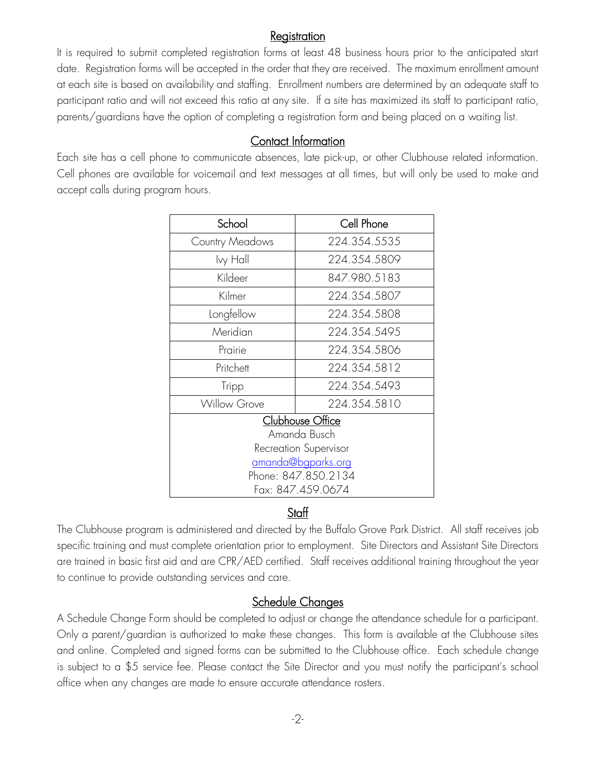## Registration

It is required to submit completed registration forms at least 48 business hours prior to the anticipated start date. Registration forms will be accepted in the order that they are received. The maximum enrollment amount at each site is based on availability and staffing. Enrollment numbers are determined by an adequate staff to participant ratio and will not exceed this ratio at any site. If a site has maximized its staff to participant ratio, parents/guardians have the option of completing a registration form and being placed on a waiting list.

## Contact Information

Each site has a cell phone to communicate absences, late pick-up, or other Clubhouse related information. Cell phones are available for voicemail and text messages at all times, but will only be used to make and accept calls during program hours.

| School | Cell Phone |
| --- | --- |
| Country Meadows | 224.354.5535 |
| Ivy Hall | 224.354.5809 |
| Kildeer | 847.980.5183 |
| Kilmer | 224.354.5807 |
| Longfellow | 224.354.5808 |
| Meridian | 224.354.5495 |
| Prairie | 224.354.5806 |
| Pritchett | 224.354.5812 |
| Tripp | 224.354.5493 |
| Willow Grove | 224.354.5810 |
| Clubhouse Office<br>Amanda Busch<br>Recreation Supervisor<br>amanda@bgparks.org<br>Phone: 847.850.2134<br>Fax: 847.459.0674 | |

## Staff

The Clubhouse program is administered and directed by the Buffalo Grove Park District. All staff receives job specific training and must complete orientation prior to employment. Site Directors and Assistant Site Directors are trained in basic first aid and are CPR/AED certified. Staff receives additional training throughout the year to continue to provide outstanding services and care.

## Schedule Changes

A Schedule Change Form should be completed to adjust or change the attendance schedule for a participant. Only a parent/guardian is authorized to make these changes. This form is available at the Clubhouse sites and online. Completed and signed forms can be submitted to the Clubhouse office. Each schedule change is subject to a $5 service fee. Please contact the Site Director and you must notify the participant's school office when any changes are made to ensure accurate attendance rosters.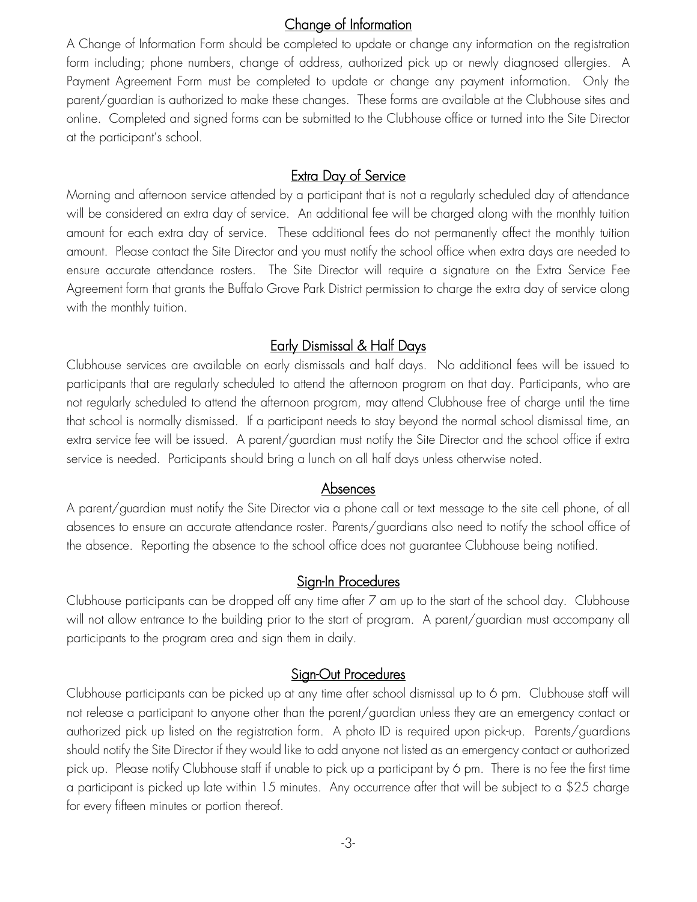## Change of Information

A Change of Information Form should be completed to update or change any information on the registration form including; phone numbers, change of address, authorized pick up or newly diagnosed allergies. A Payment Agreement Form must be completed to update or change any payment information. Only the parent/guardian is authorized to make these changes. These forms are available at the Clubhouse sites and online. Completed and signed forms can be submitted to the Clubhouse office or turned into the Site Director at the participant's school.

## Extra Day of Service

Morning and afternoon service attended by a participant that is not a regularly scheduled day of attendance will be considered an extra day of service. An additional fee will be charged along with the monthly tuition amount for each extra day of service. These additional fees do not permanently affect the monthly tuition amount. Please contact the Site Director and you must notify the school office when extra days are needed to ensure accurate attendance rosters. The Site Director will require a signature on the Extra Service Fee Agreement form that grants the Buffalo Grove Park District permission to charge the extra day of service along with the monthly tuition.

## Early Dismissal & Half Days

Clubhouse services are available on early dismissals and half days. No additional fees will be issued to participants that are regularly scheduled to attend the afternoon program on that day. Participants, who are not regularly scheduled to attend the afternoon program, may attend Clubhouse free of charge until the time that school is normally dismissed. If a participant needs to stay beyond the normal school dismissal time, an extra service fee will be issued. A parent/guardian must notify the Site Director and the school office if extra service is needed. Participants should bring a lunch on all half days unless otherwise noted.

## Absences

A parent/guardian must notify the Site Director via a phone call or text message to the site cell phone, of all absences to ensure an accurate attendance roster. Parents/guardians also need to notify the school office of the absence. Reporting the absence to the school office does not guarantee Clubhouse being notified.

## Sign-In Procedures

Clubhouse participants can be dropped off any time after 7 am up to the start of the school day. Clubhouse will not allow entrance to the building prior to the start of program. A parent/guardian must accompany all participants to the program area and sign them in daily.

## Sign-Out Procedures

Clubhouse participants can be picked up at any time after school dismissal up to 6 pm. Clubhouse staff will not release a participant to anyone other than the parent/guardian unless they are an emergency contact or authorized pick up listed on the registration form. A photo ID is required upon pick-up. Parents/guardians should notify the Site Director if they would like to add anyone not listed as an emergency contact or authorized pick up. Please notify Clubhouse staff if unable to pick up a participant by 6 pm. There is no fee the first time a participant is picked up late within 15 minutes. Any occurrence after that will be subject to a $25 charge for every fifteen minutes or portion thereof.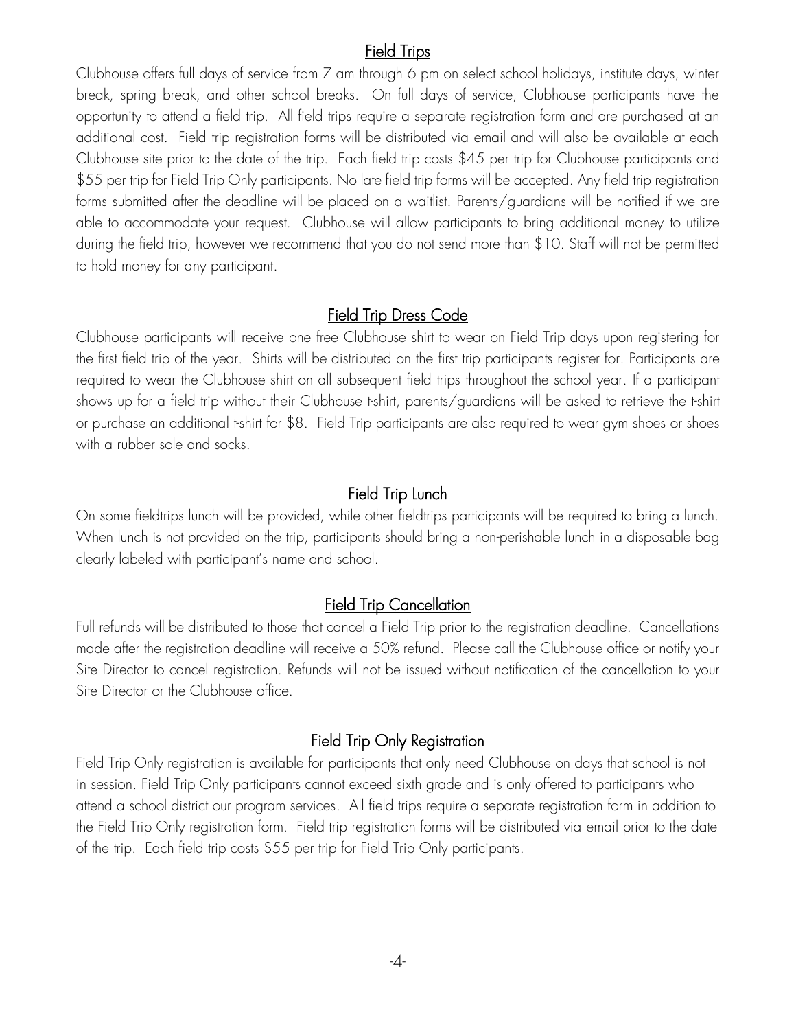## Field Trips

Clubhouse offers full days of service from 7 am through 6 pm on select school holidays, institute days, winter break, spring break, and other school breaks. On full days of service, Clubhouse participants have the opportunity to attend a field trip. All field trips require a separate registration form and are purchased at an additional cost. Field trip registration forms will be distributed via email and will also be available at each Clubhouse site prior to the date of the trip. Each field trip costs $45 per trip for Clubhouse participants and $55 per trip for Field Trip Only participants. No late field trip forms will be accepted. Any field trip registration forms submitted after the deadline will be placed on a waitlist. Parents/guardians will be notified if we are able to accommodate your request. Clubhouse will allow participants to bring additional money to utilize during the field trip, however we recommend that you do not send more than $10. Staff will not be permitted to hold money for any participant.

## Field Trip Dress Code

Clubhouse participants will receive one free Clubhouse shirt to wear on Field Trip days upon registering for the first field trip of the year. Shirts will be distributed on the first trip participants register for. Participants are required to wear the Clubhouse shirt on all subsequent field trips throughout the school year. If a participant shows up for a field trip without their Clubhouse t-shirt, parents/guardians will be asked to retrieve the t-shirt or purchase an additional t-shirt for $8. Field Trip participants are also required to wear gym shoes or shoes with a rubber sole and socks.

## Field Trip Lunch

On some fieldtrips lunch will be provided, while other fieldtrips participants will be required to bring a lunch. When lunch is not provided on the trip, participants should bring a non-perishable lunch in a disposable bag clearly labeled with participant's name and school.

## Field Trip Cancellation

Full refunds will be distributed to those that cancel a Field Trip prior to the registration deadline. Cancellations made after the registration deadline will receive a 50% refund. Please call the Clubhouse office or notify your Site Director to cancel registration. Refunds will not be issued without notification of the cancellation to your Site Director or the Clubhouse office.

## Field Trip Only Registration

Field Trip Only registration is available for participants that only need Clubhouse on days that school is not in session. Field Trip Only participants cannot exceed sixth grade and is only offered to participants who attend a school district our program services. All field trips require a separate registration form in addition to the Field Trip Only registration form. Field trip registration forms will be distributed via email prior to the date of the trip. Each field trip costs $55 per trip for Field Trip Only participants.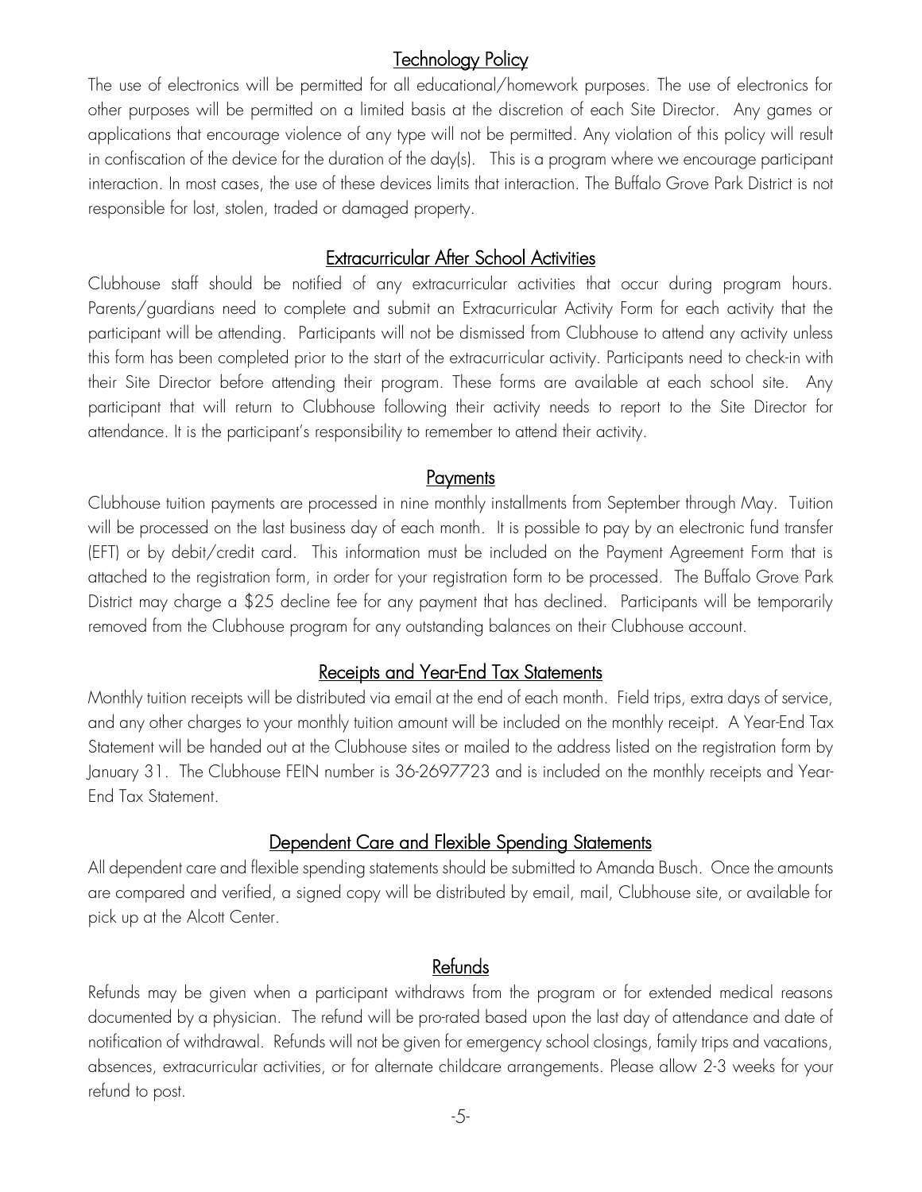## Technology Policy

The use of electronics will be permitted for all educational/homework purposes. The use of electronics for other purposes will be permitted on a limited basis at the discretion of each Site Director. Any games or applications that encourage violence of any type will not be permitted. Any violation of this policy will result in confiscation of the device for the duration of the day(s). This is a program where we encourage participant interaction. In most cases, the use of these devices limits that interaction. The Buffalo Grove Park District is not responsible for lost, stolen, traded or damaged property.

## Extracurricular After School Activities

Clubhouse staff should be notified of any extracurricular activities that occur during program hours. Parents/guardians need to complete and submit an Extracurricular Activity Form for each activity that the participant will be attending. Participants will not be dismissed from Clubhouse to attend any activity unless this form has been completed prior to the start of the extracurricular activity. Participants need to check-in with their Site Director before attending their program. These forms are available at each school site. Any participant that will return to Clubhouse following their activity needs to report to the Site Director for attendance. It is the participant's responsibility to remember to attend their activity.

## Payments

Clubhouse tuition payments are processed in nine monthly installments from September through May. Tuition will be processed on the last business day of each month. It is possible to pay by an electronic fund transfer (EFT) or by debit/credit card. This information must be included on the Payment Agreement Form that is attached to the registration form, in order for your registration form to be processed. The Buffalo Grove Park District may charge a $25 decline fee for any payment that has declined. Participants will be temporarily removed from the Clubhouse program for any outstanding balances on their Clubhouse account.

## Receipts and Year-End Tax Statements

Monthly tuition receipts will be distributed via email at the end of each month. Field trips, extra days of service, and any other charges to your monthly tuition amount will be included on the monthly receipt. A Year-End Tax Statement will be handed out at the Clubhouse sites or mailed to the address listed on the registration form by January 31. The Clubhouse FEIN number is 36-2697723 and is included on the monthly receipts and Year-End Tax Statement.

## Dependent Care and Flexible Spending Statements

All dependent care and flexible spending statements should be submitted to Amanda Busch. Once the amounts are compared and verified, a signed copy will be distributed by email, mail, Clubhouse site, or available for pick up at the Alcott Center.

## Refunds

Refunds may be given when a participant withdraws from the program or for extended medical reasons documented by a physician. The refund will be pro-rated based upon the last day of attendance and date of notification of withdrawal. Refunds will not be given for emergency school closings, family trips and vacations, absences, extracurricular activities, or for alternate childcare arrangements. Please allow 2-3 weeks for your refund to post.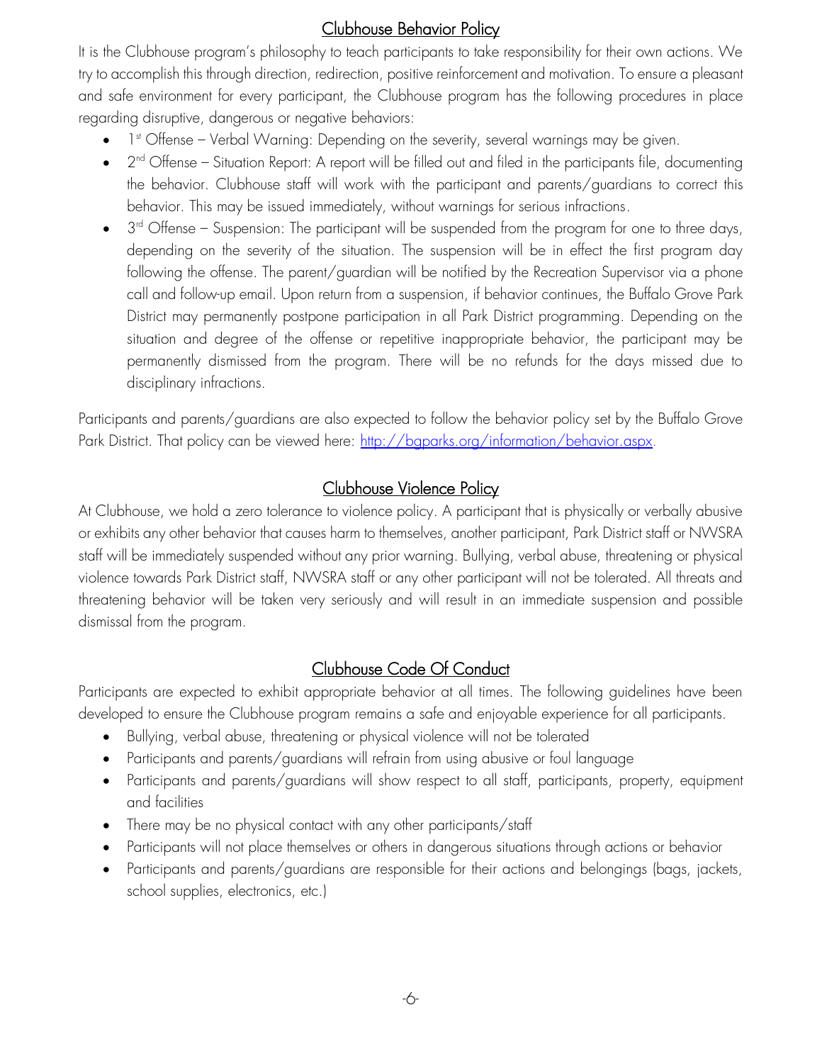## Clubhouse Behavior Policy

It is the Clubhouse program's philosophy to teach participants to take responsibility for their own actions. We try to accomplish this through direction, redirection, positive reinforcement and motivation. To ensure a pleasant and safe environment for every participant, the Clubhouse program has the following procedures in place regarding disruptive, dangerous or negative behaviors:

- 1st Offense – Verbal Warning: Depending on the severity, several warnings may be given.
- 2nd Offense – Situation Report: A report will be filled out and filed in the participants file, documenting the behavior. Clubhouse staff will work with the participant and parents/guardians to correct this behavior. This may be issued immediately, without warnings for serious infractions.
- 3rd Offense – Suspension: The participant will be suspended from the program for one to three days, depending on the severity of the situation. The suspension will be in effect the first program day following the offense. The parent/guardian will be notified by the Recreation Supervisor via a phone call and follow-up email. Upon return from a suspension, if behavior continues, the Buffalo Grove Park District may permanently postpone participation in all Park District programming. Depending on the situation and degree of the offense or repetitive inappropriate behavior, the participant may be permanently dismissed from the program. There will be no refunds for the days missed due to disciplinary infractions.

Participants and parents/guardians are also expected to follow the behavior policy set by the Buffalo Grove Park District. That policy can be viewed here: [http://bgparks.org/information/behavior.aspx](http://bgparks.org/information/behavior.aspx).

## Clubhouse Violence Policy

At Clubhouse, we hold a zero tolerance to violence policy. A participant that is physically or verbally abusive or exhibits any other behavior that causes harm to themselves, another participant, Park District staff or NWSRA staff will be immediately suspended without any prior warning. Bullying, verbal abuse, threatening or physical violence towards Park District staff, NWSRA staff or any other participant will not be tolerated. All threats and threatening behavior will be taken very seriously and will result in an immediate suspension and possible dismissal from the program.

## Clubhouse Code Of Conduct

Participants are expected to exhibit appropriate behavior at all times. The following guidelines have been developed to ensure the Clubhouse program remains a safe and enjoyable experience for all participants.

- Bullying, verbal abuse, threatening or physical violence will not be tolerated
- Participants and parents/guardians will refrain from using abusive or foul language
- Participants and parents/guardians will show respect to all staff, participants, property, equipment and facilities
- There may be no physical contact with any other participants/staff
- Participants will not place themselves or others in dangerous situations through actions or behavior
- Participants and parents/guardians are responsible for their actions and belongings (bags, jackets, school supplies, electronics, etc.)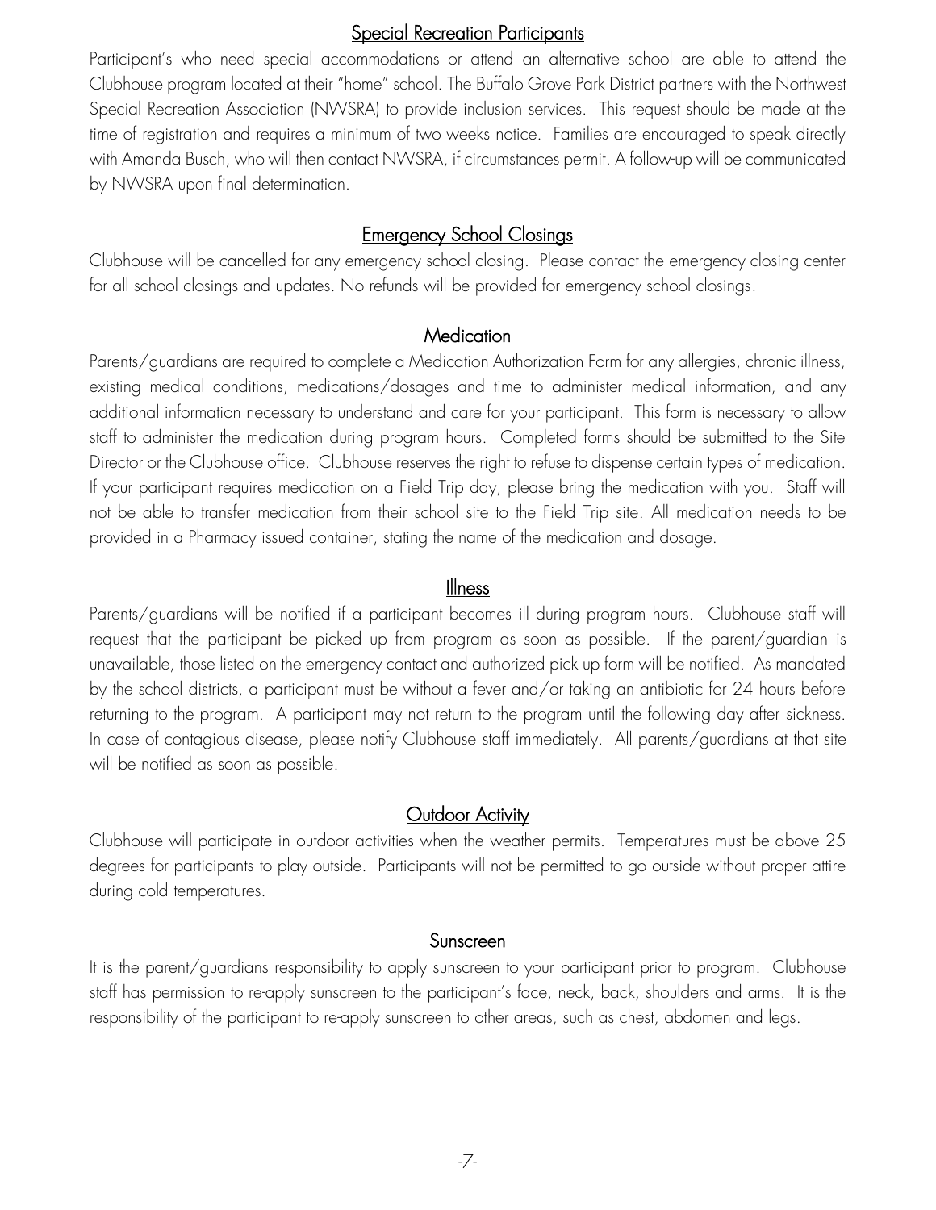## Special Recreation Participants

Participant's who need special accommodations or attend an alternative school are able to attend the Clubhouse program located at their "home" school. The Buffalo Grove Park District partners with the Northwest Special Recreation Association (NWSRA) to provide inclusion services. This request should be made at the time of registration and requires a minimum of two weeks notice. Families are encouraged to speak directly with Amanda Busch, who will then contact NWSRA, if circumstances permit. A follow-up will be communicated by NWSRA upon final determination.

## Emergency School Closings

Clubhouse will be cancelled for any emergency school closing. Please contact the emergency closing center for all school closings and updates. No refunds will be provided for emergency school closings.

## Medication

Parents/guardians are required to complete a Medication Authorization Form for any allergies, chronic illness, existing medical conditions, medications/dosages and time to administer medical information, and any additional information necessary to understand and care for your participant. This form is necessary to allow staff to administer the medication during program hours. Completed forms should be submitted to the Site Director or the Clubhouse office. Clubhouse reserves the right to refuse to dispense certain types of medication. If your participant requires medication on a Field Trip day, please bring the medication with you. Staff will not be able to transfer medication from their school site to the Field Trip site. All medication needs to be provided in a Pharmacy issued container, stating the name of the medication and dosage.

## Illness

Parents/guardians will be notified if a participant becomes ill during program hours. Clubhouse staff will request that the participant be picked up from program as soon as possible. If the parent/guardian is unavailable, those listed on the emergency contact and authorized pick up form will be notified. As mandated by the school districts, a participant must be without a fever and/or taking an antibiotic for 24 hours before returning to the program. A participant may not return to the program until the following day after sickness. In case of contagious disease, please notify Clubhouse staff immediately. All parents/guardians at that site will be notified as soon as possible.

## Outdoor Activity

Clubhouse will participate in outdoor activities when the weather permits. Temperatures must be above 25 degrees for participants to play outside. Participants will not be permitted to go outside without proper attire during cold temperatures.

## Sunscreen

It is the parent/guardians responsibility to apply sunscreen to your participant prior to program. Clubhouse staff has permission to re-apply sunscreen to the participant's face, neck, back, shoulders and arms. It is the responsibility of the participant to re-apply sunscreen to other areas, such as chest, abdomen and legs.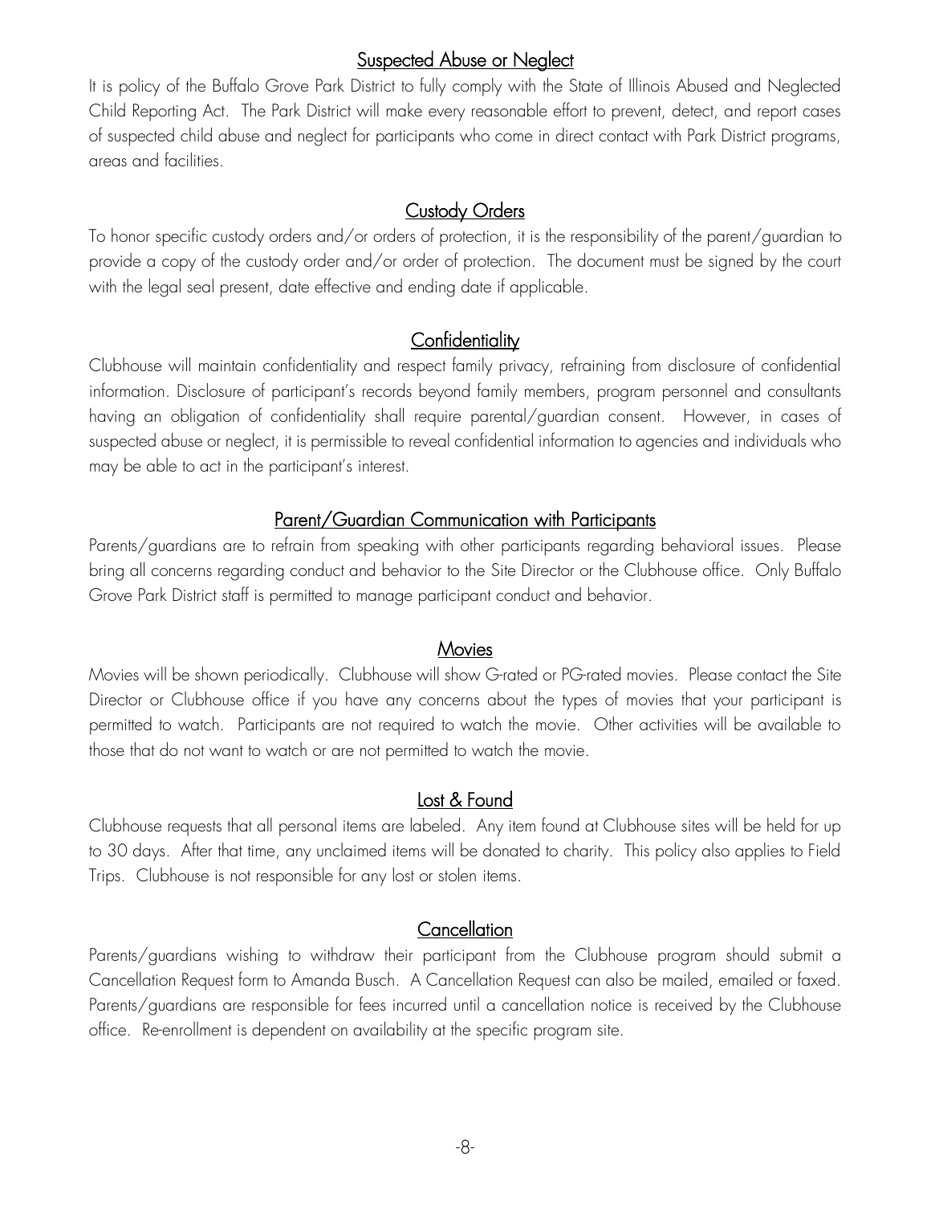## Suspected Abuse or Neglect

It is policy of the Buffalo Grove Park District to fully comply with the State of Illinois Abused and Neglected Child Reporting Act. The Park District will make every reasonable effort to prevent, detect, and report cases of suspected child abuse and neglect for participants who come in direct contact with Park District programs, areas and facilities.

## Custody Orders

To honor specific custody orders and/or orders of protection, it is the responsibility of the parent/guardian to provide a copy of the custody order and/or order of protection. The document must be signed by the court with the legal seal present, date effective and ending date if applicable.

## Confidentiality

Clubhouse will maintain confidentiality and respect family privacy, refraining from disclosure of confidential information. Disclosure of participant's records beyond family members, program personnel and consultants having an obligation of confidentiality shall require parental/guardian consent. However, in cases of suspected abuse or neglect, it is permissible to reveal confidential information to agencies and individuals who may be able to act in the participant's interest.

## Parent/Guardian Communication with Participants

Parents/guardians are to refrain from speaking with other participants regarding behavioral issues. Please bring all concerns regarding conduct and behavior to the Site Director or the Clubhouse office. Only Buffalo Grove Park District staff is permitted to manage participant conduct and behavior.

## Movies

Movies will be shown periodically. Clubhouse will show G-rated or PG-rated movies. Please contact the Site Director or Clubhouse office if you have any concerns about the types of movies that your participant is permitted to watch. Participants are not required to watch the movie. Other activities will be available to those that do not want to watch or are not permitted to watch the movie.

## Lost & Found

Clubhouse requests that all personal items are labeled. Any item found at Clubhouse sites will be held for up to 30 days. After that time, any unclaimed items will be donated to charity. This policy also applies to Field Trips. Clubhouse is not responsible for any lost or stolen items.

## Cancellation

Parents/guardians wishing to withdraw their participant from the Clubhouse program should submit a Cancellation Request form to Amanda Busch. A Cancellation Request can also be mailed, emailed or faxed. Parents/guardians are responsible for fees incurred until a cancellation notice is received by the Clubhouse office. Re-enrollment is dependent on availability at the specific program site.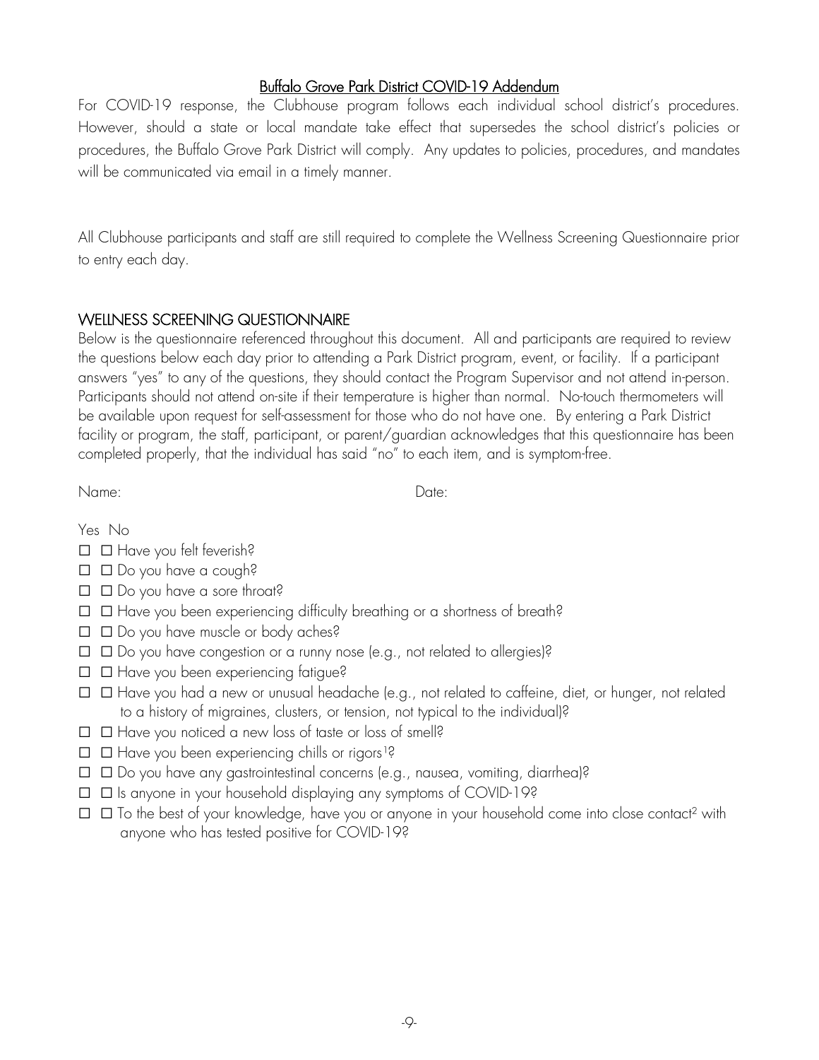## Buffalo Grove Park District COVID-19 Addendum

For COVID-19 response, the Clubhouse program follows each individual school district's procedures. However, should a state or local mandate take effect that supersedes the school district's policies or procedures, the Buffalo Grove Park District will comply. Any updates to policies, procedures, and mandates will be communicated via email in a timely manner.

All Clubhouse participants and staff are still required to complete the Wellness Screening Questionnaire prior to entry each day.

## WELLNESS SCREENING QUESTIONNAIRE

Below is the questionnaire referenced throughout this document. All and participants are required to review the questions below each day prior to attending a Park District program, event, or facility. If a participant answers "yes" to any of the questions, they should contact the Program Supervisor and not attend in-person. Participants should not attend on-site if their temperature is higher than normal. No-touch thermometers will be available upon request for self-assessment for those who do not have one. By entering a Park District facility or program, the staff, participant, or parent/guardian acknowledges that this questionnaire has been completed properly, that the individual has said "no" to each item, and is symptom-free.

Name: Date:

Yes No

- ☐ ☐ Have you felt feverish?
- ☐ ☐ Do you have a cough?
- ☐ ☐ Do you have a sore throat?
- ☐ ☐ Have you been experiencing difficulty breathing or a shortness of breath?
- ☐ ☐ Do you have muscle or body aches?
- ☐ ☐ Do you have congestion or a runny nose (e.g., not related to allergies)?
- ☐ ☐ Have you been experiencing fatigue?
- ☐ ☐ Have you had a new or unusual headache (e.g., not related to caffeine, diet, or hunger, not related to a history of migraines, clusters, or tension, not typical to the individual)?
- ☐ ☐ Have you noticed a new loss of taste or loss of smell?
- ☐ ☐ Have you been experiencing chills or rigors[1]?
- ☐ ☐ Do you have any gastrointestinal concerns (e.g., nausea, vomiting, diarrhea)?
- ☐ ☐ Is anyone in your household displaying any symptoms of COVID-19?
- ☐ ☐ To the best of your knowledge, have you or anyone in your household come into close contact[2] with anyone who has tested positive for COVID-19?